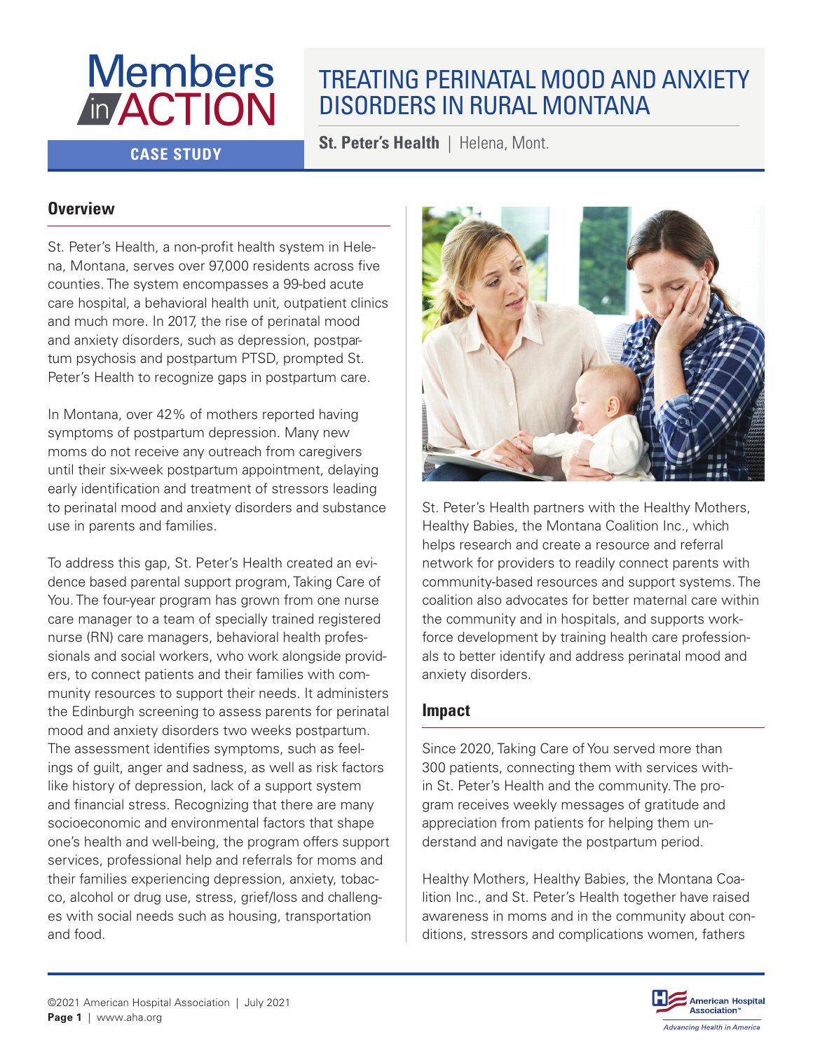# Members in ACTION

**CASE STUDY**

# TREATING PERINATAL MOOD AND ANXIETY DISORDERS IN RURAL MONTANA

**St. Peter's Health** | Helena, Mont.

## Overview

St. Peter's Health, a non-profit health system in Helena, Montana, serves over 97,000 residents across five counties. The system encompasses a 99-bed acute care hospital, a behavioral health unit, outpatient clinics and much more. In 2017, the rise of perinatal mood and anxiety disorders, such as depression, postpartum psychosis and postpartum PTSD, prompted St. Peter's Health to recognize gaps in postpartum care.

In Montana, over 42% of mothers reported having symptoms of postpartum depression. Many new moms do not receive any outreach from caregivers until their six-week postpartum appointment, delaying early identification and treatment of stressors leading to perinatal mood and anxiety disorders and substance use in parents and families.

To address this gap, St. Peter's Health created an evidence based parental support program, Taking Care of You. The four-year program has grown from one nurse care manager to a team of specially trained registered nurse (RN) care managers, behavioral health professionals and social workers, who work alongside providers, to connect patients and their families with community resources to support their needs. It administers the Edinburgh screening to assess parents for perinatal mood and anxiety disorders two weeks postpartum. The assessment identifies symptoms, such as feelings of guilt, anger and sadness, as well as risk factors like history of depression, lack of a support system and financial stress. Recognizing that there are many socioeconomic and environmental factors that shape one's health and well-being, the program offers support services, professional help and referrals for moms and their families experiencing depression, anxiety, tobacco, alcohol or drug use, stress, grief/loss and challenges with social needs such as housing, transportation and food.

St. Peter's Health partners with the Healthy Mothers, Healthy Babies, the Montana Coalition Inc., which helps research and create a resource and referral network for providers to readily connect parents with community-based resources and support systems. The coalition also advocates for better maternal care within the community and in hospitals, and supports workforce development by training health care professionals to better identify and address perinatal mood and anxiety disorders.

## Impact

Since 2020, Taking Care of You served more than 300 patients, connecting them with services within St. Peter's Health and the community. The program receives weekly messages of gratitude and appreciation from patients for helping them understand and navigate the postpartum period.

Healthy Mothers, Healthy Babies, the Montana Coalition Inc., and St. Peter's Health together have raised awareness in moms and in the community about conditions, stressors and complications women, fathers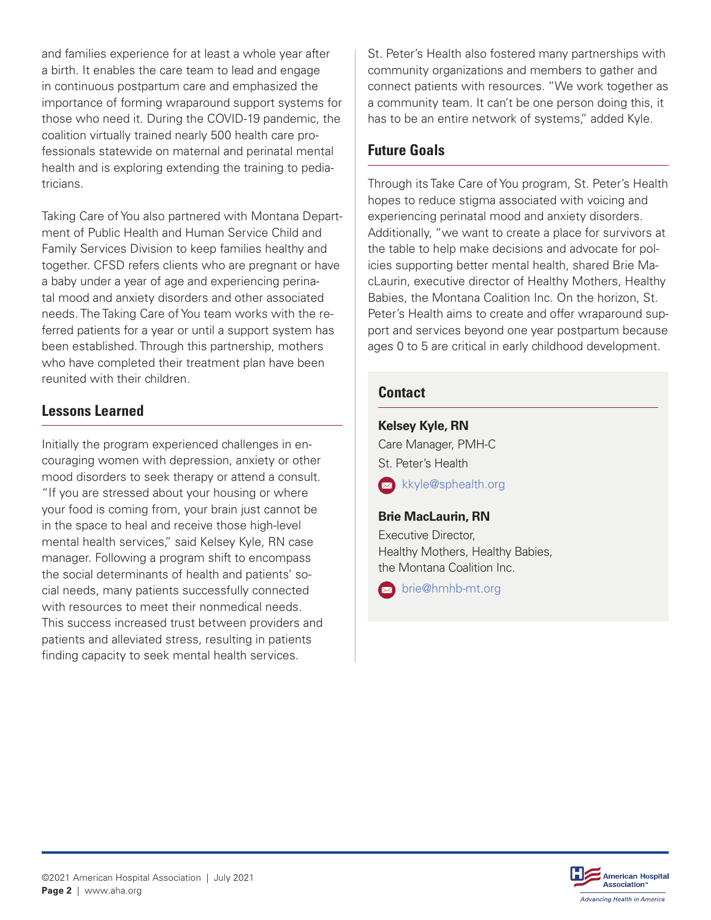and families experience for at least a whole year after a birth. It enables the care team to lead and engage in continuous postpartum care and emphasized the importance of forming wraparound support systems for those who need it. During the COVID-19 pandemic, the coalition virtually trained nearly 500 health care professionals statewide on maternal and perinatal mental health and is exploring extending the training to pediatricians.

Taking Care of You also partnered with Montana Department of Public Health and Human Service Child and Family Services Division to keep families healthy and together. CFSD refers clients who are pregnant or have a baby under a year of age and experiencing perinatal mood and anxiety disorders and other associated needs. The Taking Care of You team works with the referred patients for a year or until a support system has been established. Through this partnership, mothers who have completed their treatment plan have been reunited with their children.

## Lessons Learned

Initially the program experienced challenges in encouraging women with depression, anxiety or other mood disorders to seek therapy or attend a consult. "If you are stressed about your housing or where your food is coming from, your brain just cannot be in the space to heal and receive those high-level mental health services," said Kelsey Kyle, RN case manager. Following a program shift to encompass the social determinants of health and patients' social needs, many patients successfully connected with resources to meet their nonmedical needs. This success increased trust between providers and patients and alleviated stress, resulting in patients finding capacity to seek mental health services.

St. Peter's Health also fostered many partnerships with community organizations and members to gather and connect patients with resources. "We work together as a community team. It can't be one person doing this, it has to be an entire network of systems," added Kyle.

## Future Goals

Through its Take Care of You program, St. Peter's Health hopes to reduce stigma associated with voicing and experiencing perinatal mood and anxiety disorders. Additionally, "we want to create a place for survivors at the table to help make decisions and advocate for policies supporting better mental health, shared Brie MacLaurin, executive director of Healthy Mothers, Healthy Babies, the Montana Coalition Inc. On the horizon, St. Peter's Health aims to create and offer wraparound support and services beyond one year postpartum because ages 0 to 5 are critical in early childhood development.

## Contact

**Kelsey Kyle, RN**
Care Manager, PMH-C
St. Peter's Health
kkyle@sphealth.org

**Brie MacLaurin, RN**
Executive Director,
Healthy Mothers, Healthy Babies,
the Montana Coalition Inc.
brie@hmhb-mt.org